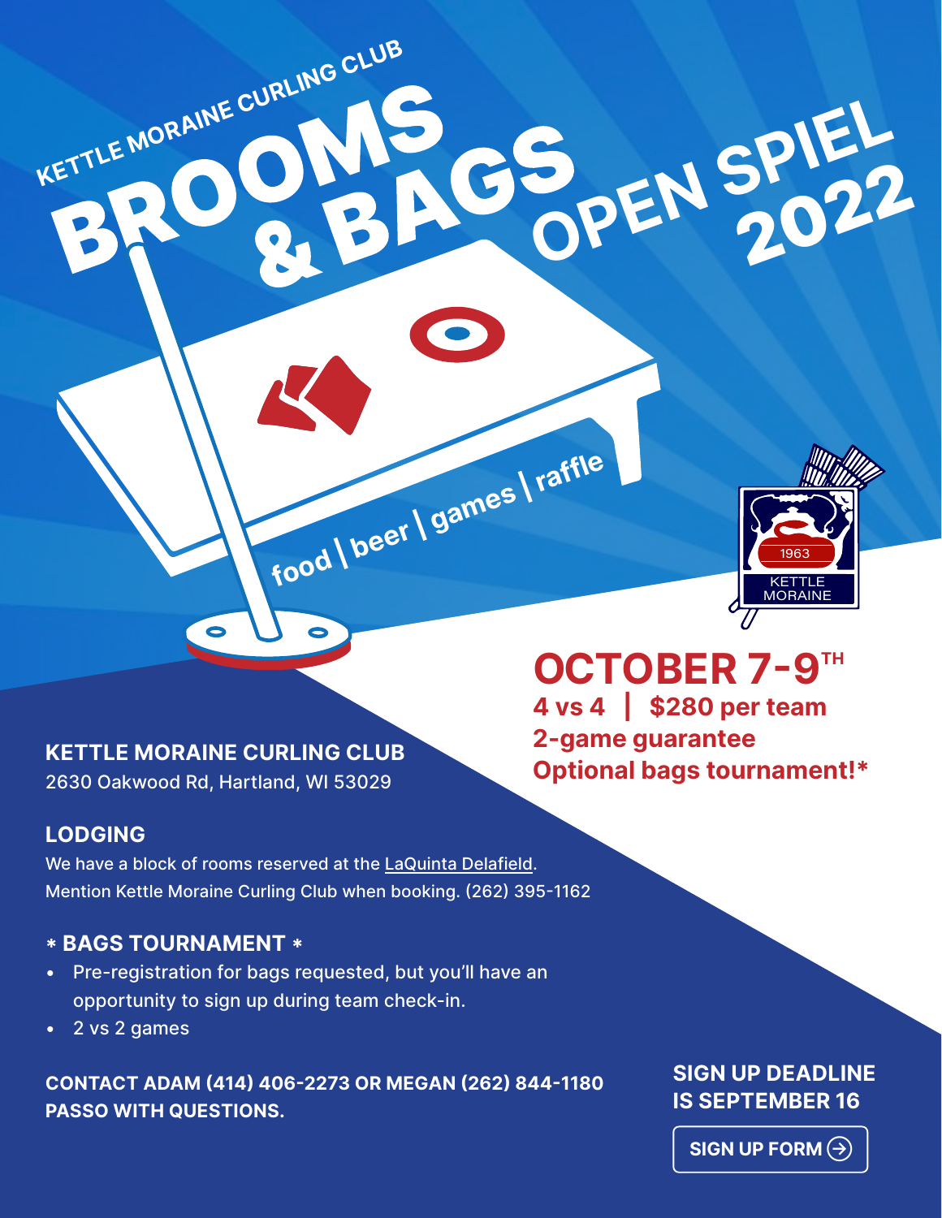KETTLE MORAINE CURLING CLUB

# BROOMS & BAGS OPEN SPIEL 2022

food | beer | games | raffle

1963 KETTLE MORAINE

## OCTOBER 7-9TH

**4 vs 4 | $280 per team**

**2-game guarantee**

**Optional bags tournament!***

**KETTLE MORAINE CURLING CLUB**

2630 Oakwood Rd, Hartland, WI 53029

**LODGING**

We have a block of rooms reserved at the LaQuinta Delafield. Mention Kettle Moraine Curling Club when booking. (262) 395-1162

**\* BAGS TOURNAMENT \***

- Pre-registration for bags requested, but you'll have an opportunity to sign up during team check-in.
- 2 vs 2 games

**CONTACT ADAM (414) 406-2273 OR MEGAN (262) 844-1180 PASSO WITH QUESTIONS.**

**SIGN UP DEADLINE IS SEPTEMBER 16**

SIGN UP FORM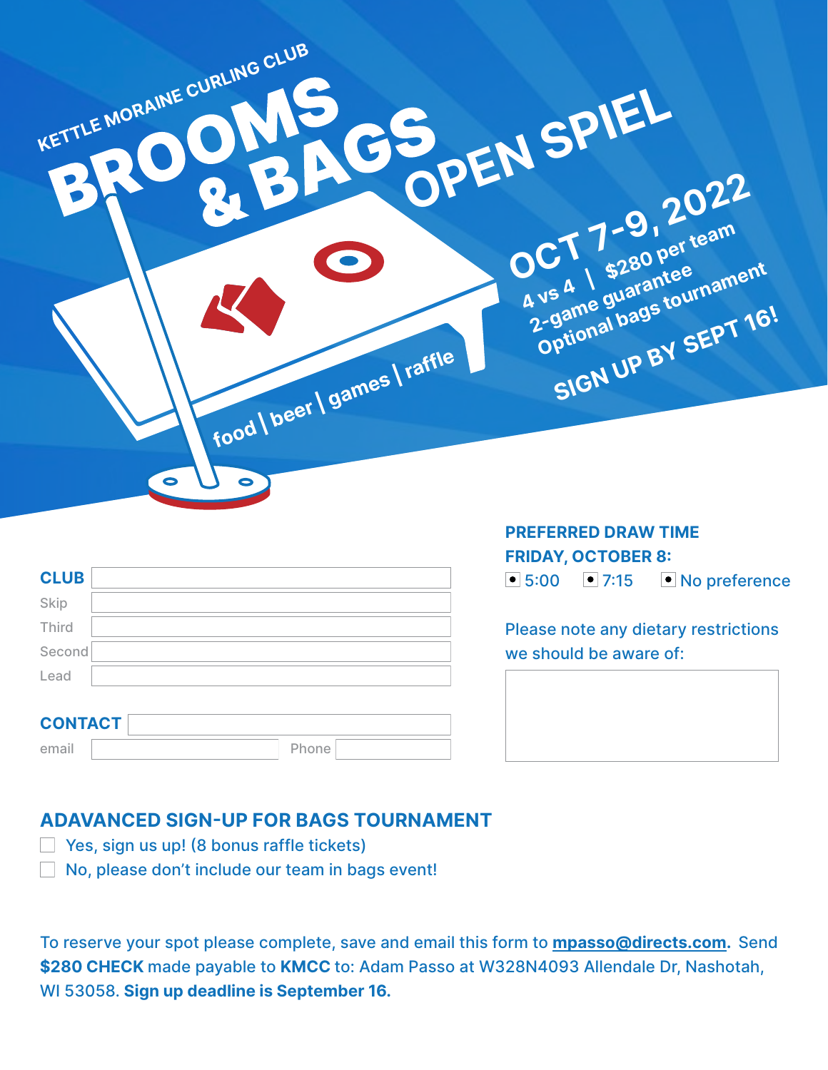KETTLE MORAINE CURLING CLUB

# BROOMS & BAGS OPEN SPIEL

food | beer | games | raffle

## OCT 7-9, 2022

4 vs 4 | $280 per team
2-game guarantee
Optional bags tournament

**SIGN UP BY SEPT 16!**

| | |
|---|---|
| **CLUB** | |
| Skip | |
| Third | |
| Second | |
| Lead | |

| | | | |
|---|---|---|---|
| **CONTACT** | | | |
| email | | Phone | |

### PREFERRED DRAW TIME FRIDAY, OCTOBER 8:

- 5:00
- 7:15
- No preference

Please note any dietary restrictions we should be aware of:

### ADAVANCED SIGN-UP FOR BAGS TOURNAMENT

- ☐ Yes, sign us up! (8 bonus raffle tickets)
- ☐ No, please don't include our team in bags event!

To reserve your spot please complete, save and email this form to **mpasso@directs.com.** Send **$280 CHECK** made payable to **KMCC** to: Adam Passo at W328N4093 Allendale Dr, Nashotah, WI 53058. **Sign up deadline is September 16.**